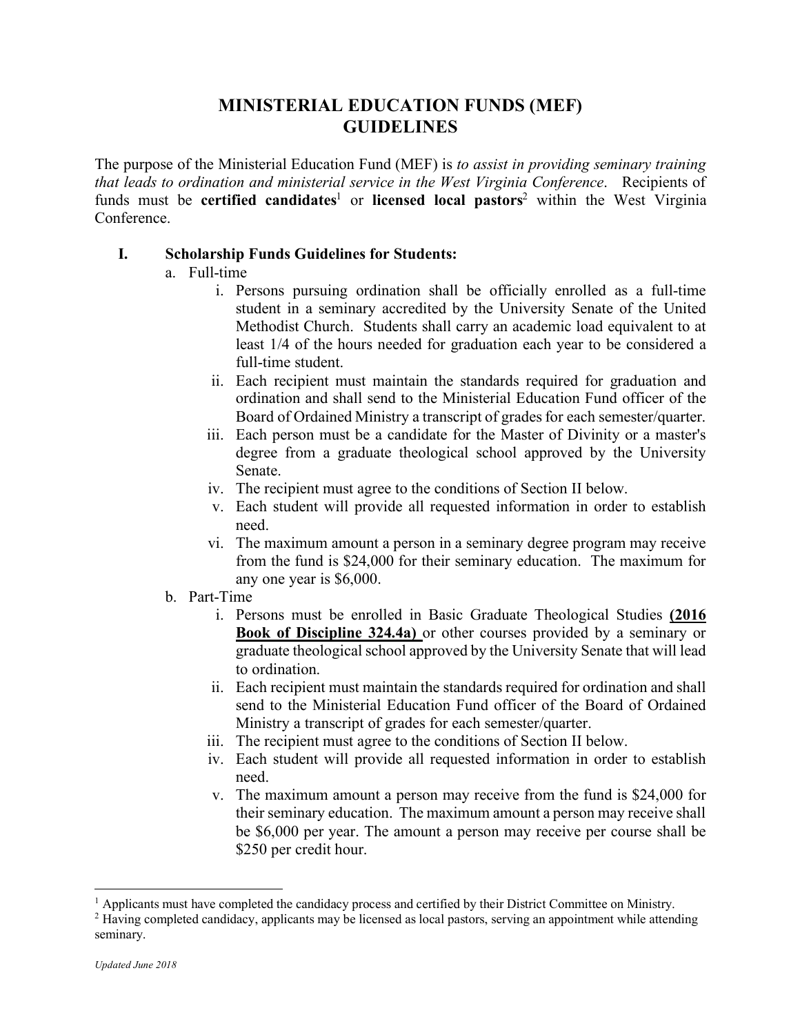# MINISTERIAL EDUCATION FUNDS (MEF) GUIDELINES

The purpose of the Ministerial Education Fund (MEF) is *to assist in providing seminary training that leads to ordination and ministerial service in the West Virginia Conference*. Recipients of funds must be **certified candidates**[1] or **licensed local pastors**[2] within the West Virginia Conference.

## I. Scholarship Funds Guidelines for Students:

a. Full-time

   i. Persons pursuing ordination shall be officially enrolled as a full-time student in a seminary accredited by the University Senate of the United Methodist Church. Students shall carry an academic load equivalent to at least 1/4 of the hours needed for graduation each year to be considered a full-time student.

   ii. Each recipient must maintain the standards required for graduation and ordination and shall send to the Ministerial Education Fund officer of the Board of Ordained Ministry a transcript of grades for each semester/quarter.

   iii. Each person must be a candidate for the Master of Divinity or a master's degree from a graduate theological school approved by the University Senate.

   iv. The recipient must agree to the conditions of Section II below.

   v. Each student will provide all requested information in order to establish need.

   vi. The maximum amount a person in a seminary degree program may receive from the fund is $24,000 for their seminary education. The maximum for any one year is $6,000.

b. Part-Time

   i. Persons must be enrolled in Basic Graduate Theological Studies **(2016 Book of Discipline 324.4a)** or other courses provided by a seminary or graduate theological school approved by the University Senate that will lead to ordination.

   ii. Each recipient must maintain the standards required for ordination and shall send to the Ministerial Education Fund officer of the Board of Ordained Ministry a transcript of grades for each semester/quarter.

   iii. The recipient must agree to the conditions of Section II below.

   iv. Each student will provide all requested information in order to establish need.

   v. The maximum amount a person may receive from the fund is $24,000 for their seminary education. The maximum amount a person may receive shall be $6,000 per year. The amount a person may receive per course shall be $250 per credit hour.

---

[1] Applicants must have completed the candidacy process and certified by their District Committee on Ministry.

[2] Having completed candidacy, applicants may be licensed as local pastors, serving an appointment while attending seminary.

*Updated June 2018*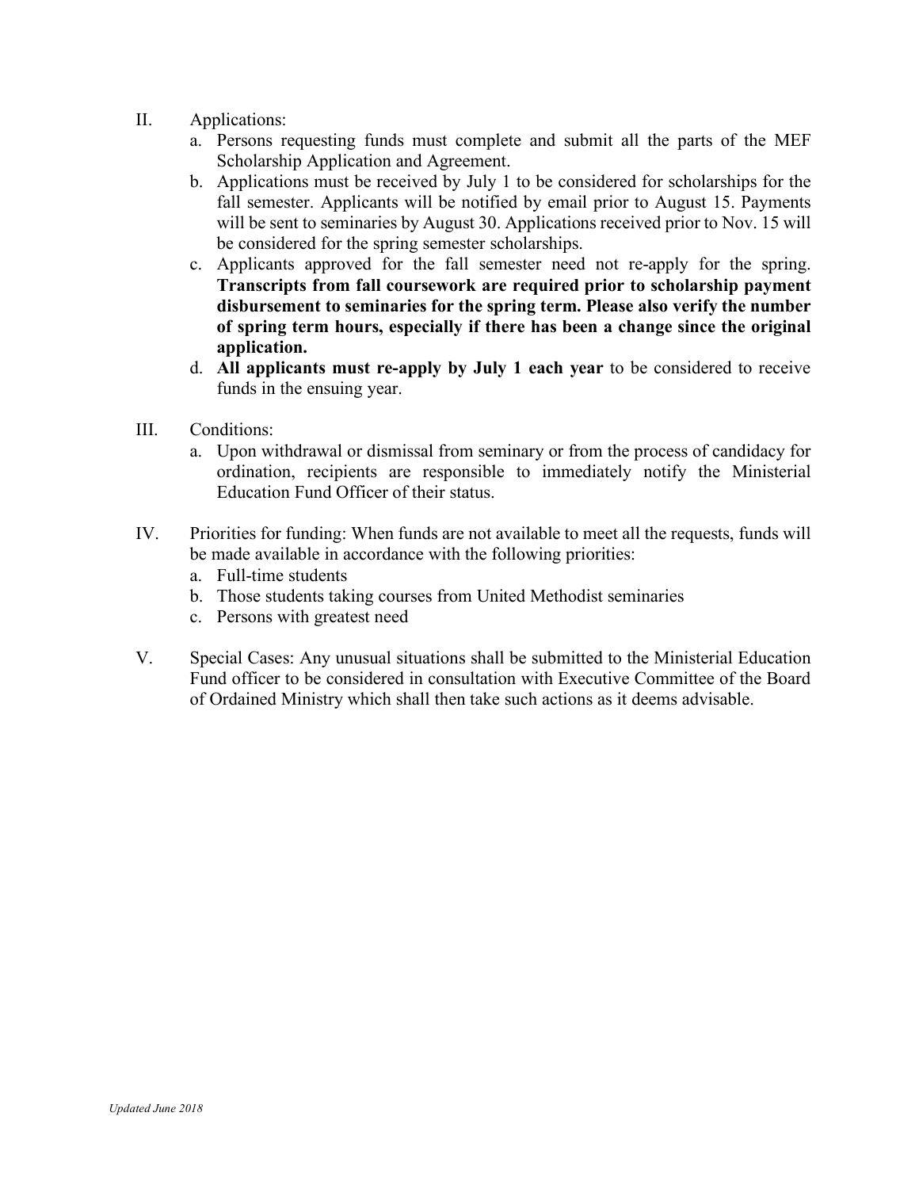II. Applications:

   a. Persons requesting funds must complete and submit all the parts of the MEF Scholarship Application and Agreement.
   b. Applications must be received by July 1 to be considered for scholarships for the fall semester. Applicants will be notified by email prior to August 15. Payments will be sent to seminaries by August 30. Applications received prior to Nov. 15 will be considered for the spring semester scholarships.
   c. Applicants approved for the fall semester need not re-apply for the spring. **Transcripts from fall coursework are required prior to scholarship payment disbursement to seminaries for the spring term. Please also verify the number of spring term hours, especially if there has been a change since the original application.**
   d. **All applicants must re-apply by July 1 each year** to be considered to receive funds in the ensuing year.

III. Conditions:

   a. Upon withdrawal or dismissal from seminary or from the process of candidacy for ordination, recipients are responsible to immediately notify the Ministerial Education Fund Officer of their status.

IV. Priorities for funding: When funds are not available to meet all the requests, funds will be made available in accordance with the following priorities:

   a. Full-time students
   b. Those students taking courses from United Methodist seminaries
   c. Persons with greatest need

V. Special Cases: Any unusual situations shall be submitted to the Ministerial Education Fund officer to be considered in consultation with Executive Committee of the Board of Ordained Ministry which shall then take such actions as it deems advisable.

*Updated June 2018*